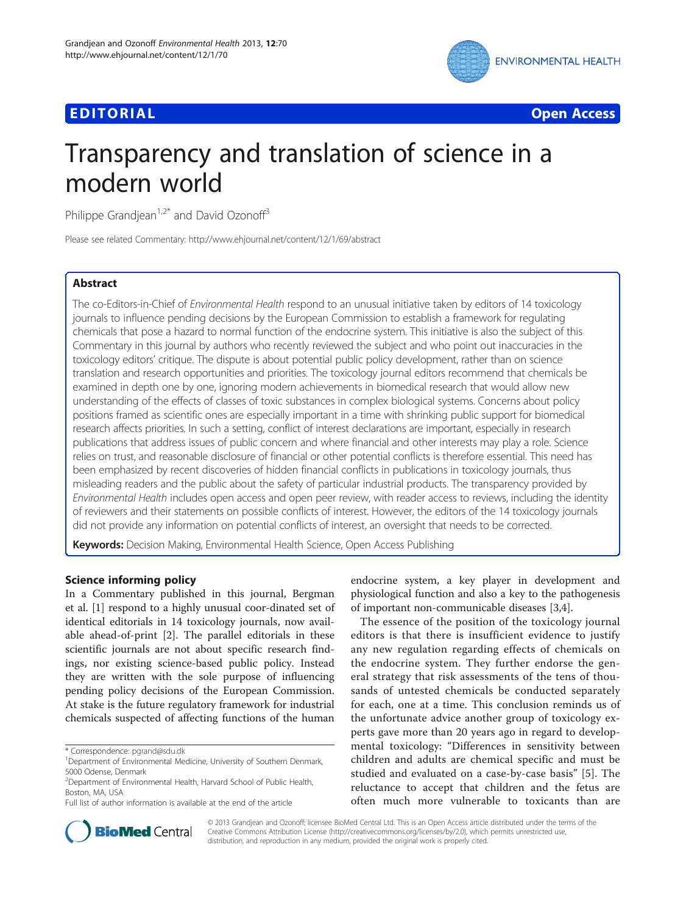**EDITORIAL** **Open Access**

# Transparency and translation of science in a modern world

Philippe Grandjean[1,2*] and David Ozonoff[3]

Please see related Commentary: http://www.ehjournal.net/content/12/1/69/abstract

## Abstract

The co-Editors-in-Chief of *Environmental Health* respond to an unusual initiative taken by editors of 14 toxicology journals to influence pending decisions by the European Commission to establish a framework for regulating chemicals that pose a hazard to normal function of the endocrine system. This initiative is also the subject of this Commentary in this journal by authors who recently reviewed the subject and who point out inaccuracies in the toxicology editors' critique. The dispute is about potential public policy development, rather than on science translation and research opportunities and priorities. The toxicology journal editors recommend that chemicals be examined in depth one by one, ignoring modern achievements in biomedical research that would allow new understanding of the effects of classes of toxic substances in complex biological systems. Concerns about policy positions framed as scientific ones are especially important in a time with shrinking public support for biomedical research affects priorities. In such a setting, conflict of interest declarations are important, especially in research publications that address issues of public concern and where financial and other interests may play a role. Science relies on trust, and reasonable disclosure of financial or other potential conflicts is therefore essential. This need has been emphasized by recent discoveries of hidden financial conflicts in publications in toxicology journals, thus misleading readers and the public about the safety of particular industrial products. The transparency provided by *Environmental Health* includes open access and open peer review, with reader access to reviews, including the identity of reviewers and their statements on possible conflicts of interest. However, the editors of the 14 toxicology journals did not provide any information on potential conflicts of interest, an oversight that needs to be corrected.

**Keywords:** Decision Making, Environmental Health Science, Open Access Publishing

## Science informing policy

In a Commentary published in this journal, Bergman et al. [1] respond to a highly unusual coor-dinated set of identical editorials in 14 toxicology journals, now available ahead-of-print [2]. The parallel editorials in these scientific journals are not about specific research findings, nor existing science-based public policy. Instead they are written with the sole purpose of influencing pending policy decisions of the European Commission. At stake is the future regulatory framework for industrial chemicals suspected of affecting functions of the human endocrine system, a key player in development and physiological function and also a key to the pathogenesis of important non-communicable diseases [3,4].

The essence of the position of the toxicology journal editors is that there is insufficient evidence to justify any new regulation regarding effects of chemicals on the endocrine system. They further endorse the general strategy that risk assessments of the tens of thousands of untested chemicals be conducted separately for each, one at a time. This conclusion reminds us of the unfortunate advice another group of toxicology experts gave more than 20 years ago in regard to developmental toxicology: "Differences in sensitivity between children and adults are chemical specific and must be studied and evaluated on a case-by-case basis" [5]. The reluctance to accept that children and the fetus are often much more vulnerable to toxicants than are

\* Correspondence: pgrand@sdu.dk
[1]Department of Environmental Medicine, University of Southern Denmark, 5000 Odense, Denmark
[2]Department of Environmental Health, Harvard School of Public Health, Boston, MA, USA
Full list of author information is available at the end of the article

© 2013 Grandjean and Ozonoff; licensee BioMed Central Ltd. This is an Open Access article distributed under the terms of the Creative Commons Attribution License (http://creativecommons.org/licenses/by/2.0), which permits unrestricted use, distribution, and reproduction in any medium, provided the original work is properly cited.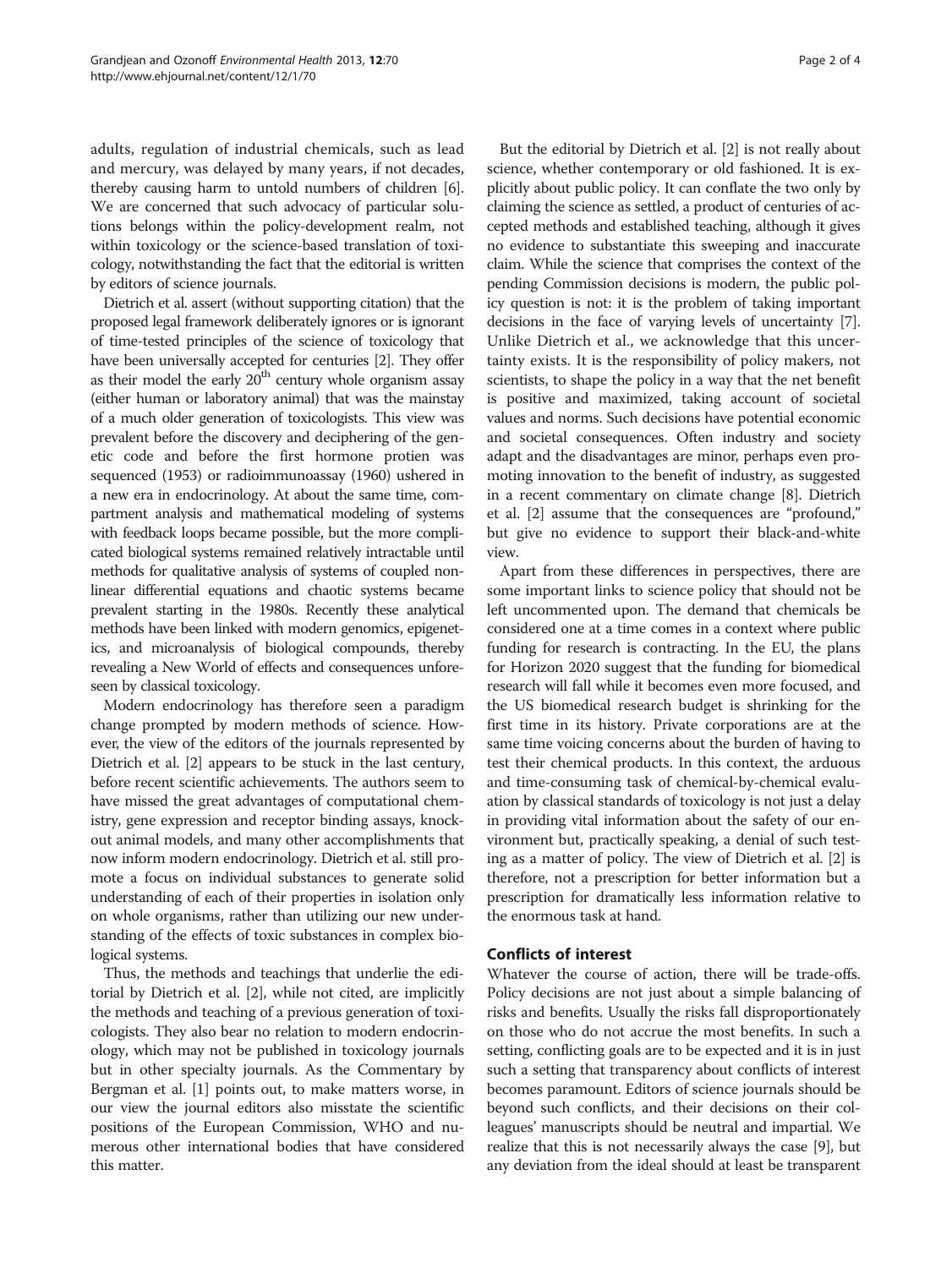adults, regulation of industrial chemicals, such as lead and mercury, was delayed by many years, if not decades, thereby causing harm to untold numbers of children [6]. We are concerned that such advocacy of particular solutions belongs within the policy-development realm, not within toxicology or the science-based translation of toxicology, notwithstanding the fact that the editorial is written by editors of science journals.

Dietrich et al. assert (without supporting citation) that the proposed legal framework deliberately ignores or is ignorant of time-tested principles of the science of toxicology that have been universally accepted for centuries [2]. They offer as their model the early 20$^{th}$ century whole organism assay (either human or laboratory animal) that was the mainstay of a much older generation of toxicologists. This view was prevalent before the discovery and deciphering of the genetic code and before the first hormone protien was sequenced (1953) or radioimmunoassay (1960) ushered in a new era in endocrinology. At about the same time, compartment analysis and mathematical modeling of systems with feedback loops became possible, but the more complicated biological systems remained relatively intractable until methods for qualitative analysis of systems of coupled nonlinear differential equations and chaotic systems became prevalent starting in the 1980s. Recently these analytical methods have been linked with modern genomics, epigenetics, and microanalysis of biological compounds, thereby revealing a New World of effects and consequences unforeseen by classical toxicology.

Modern endocrinology has therefore seen a paradigm change prompted by modern methods of science. However, the view of the editors of the journals represented by Dietrich et al. [2] appears to be stuck in the last century, before recent scientific achievements. The authors seem to have missed the great advantages of computational chemistry, gene expression and receptor binding assays, knockout animal models, and many other accomplishments that now inform modern endocrinology. Dietrich et al. still promote a focus on individual substances to generate solid understanding of each of their properties in isolation only on whole organisms, rather than utilizing our new understanding of the effects of toxic substances in complex biological systems.

Thus, the methods and teachings that underlie the editorial by Dietrich et al. [2], while not cited, are implicitly the methods and teaching of a previous generation of toxicologists. They also bear no relation to modern endocrinology, which may not be published in toxicology journals but in other specialty journals. As the Commentary by Bergman et al. [1] points out, to make matters worse, in our view the journal editors also misstate the scientific positions of the European Commission, WHO and numerous other international bodies that have considered this matter.

But the editorial by Dietrich et al. [2] is not really about science, whether contemporary or old fashioned. It is explicitly about public policy. It can conflate the two only by claiming the science as settled, a product of centuries of accepted methods and established teaching, although it gives no evidence to substantiate this sweeping and inaccurate claim. While the science that comprises the context of the pending Commission decisions is modern, the public policy question is not: it is the problem of taking important decisions in the face of varying levels of uncertainty [7]. Unlike Dietrich et al., we acknowledge that this uncertainty exists. It is the responsibility of policy makers, not scientists, to shape the policy in a way that the net benefit is positive and maximized, taking account of societal values and norms. Such decisions have potential economic and societal consequences. Often industry and society adapt and the disadvantages are minor, perhaps even promoting innovation to the benefit of industry, as suggested in a recent commentary on climate change [8]. Dietrich et al. [2] assume that the consequences are "profound," but give no evidence to support their black-and-white view.

Apart from these differences in perspectives, there are some important links to science policy that should not be left uncommented upon. The demand that chemicals be considered one at a time comes in a context where public funding for research is contracting. In the EU, the plans for Horizon 2020 suggest that the funding for biomedical research will fall while it becomes even more focused, and the US biomedical research budget is shrinking for the first time in its history. Private corporations are at the same time voicing concerns about the burden of having to test their chemical products. In this context, the arduous and time-consuming task of chemical-by-chemical evaluation by classical standards of toxicology is not just a delay in providing vital information about the safety of our environment but, practically speaking, a denial of such testing as a matter of policy. The view of Dietrich et al. [2] is therefore, not a prescription for better information but a prescription for dramatically less information relative to the enormous task at hand.

## Conflicts of interest

Whatever the course of action, there will be trade-offs. Policy decisions are not just about a simple balancing of risks and benefits. Usually the risks fall disproportionately on those who do not accrue the most benefits. In such a setting, conflicting goals are to be expected and it is in just such a setting that transparency about conflicts of interest becomes paramount. Editors of science journals should be beyond such conflicts, and their decisions on their colleagues' manuscripts should be neutral and impartial. We realize that this is not necessarily always the case [9], but any deviation from the ideal should at least be transparent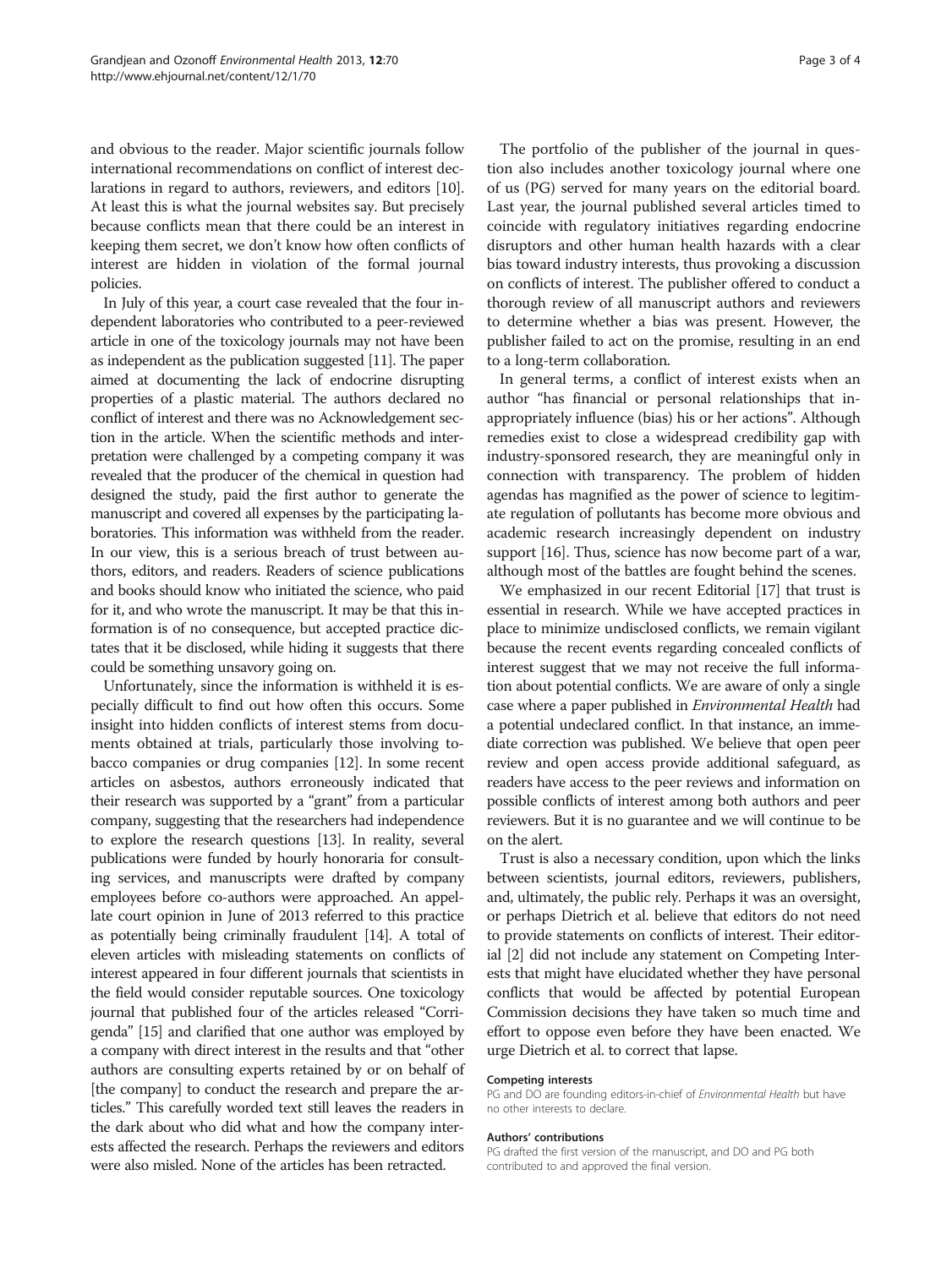and obvious to the reader. Major scientific journals follow international recommendations on conflict of interest declarations in regard to authors, reviewers, and editors [10]. At least this is what the journal websites say. But precisely because conflicts mean that there could be an interest in keeping them secret, we don't know how often conflicts of interest are hidden in violation of the formal journal policies.

In July of this year, a court case revealed that the four independent laboratories who contributed to a peer-reviewed article in one of the toxicology journals may not have been as independent as the publication suggested [11]. The paper aimed at documenting the lack of endocrine disrupting properties of a plastic material. The authors declared no conflict of interest and there was no Acknowledgement section in the article. When the scientific methods and interpretation were challenged by a competing company it was revealed that the producer of the chemical in question had designed the study, paid the first author to generate the manuscript and covered all expenses by the participating laboratories. This information was withheld from the reader. In our view, this is a serious breach of trust between authors, editors, and readers. Readers of science publications and books should know who initiated the science, who paid for it, and who wrote the manuscript. It may be that this information is of no consequence, but accepted practice dictates that it be disclosed, while hiding it suggests that there could be something unsavory going on.

Unfortunately, since the information is withheld it is especially difficult to find out how often this occurs. Some insight into hidden conflicts of interest stems from documents obtained at trials, particularly those involving tobacco companies or drug companies [12]. In some recent articles on asbestos, authors erroneously indicated that their research was supported by a "grant" from a particular company, suggesting that the researchers had independence to explore the research questions [13]. In reality, several publications were funded by hourly honoraria for consulting services, and manuscripts were drafted by company employees before co-authors were approached. An appellate court opinion in June of 2013 referred to this practice as potentially being criminally fraudulent [14]. A total of eleven articles with misleading statements on conflicts of interest appeared in four different journals that scientists in the field would consider reputable sources. One toxicology journal that published four of the articles released "Corrigenda" [15] and clarified that one author was employed by a company with direct interest in the results and that "other authors are consulting experts retained by or on behalf of [the company] to conduct the research and prepare the articles." This carefully worded text still leaves the readers in the dark about who did what and how the company interests affected the research. Perhaps the reviewers and editors were also misled. None of the articles has been retracted.

The portfolio of the publisher of the journal in question also includes another toxicology journal where one of us (PG) served for many years on the editorial board. Last year, the journal published several articles timed to coincide with regulatory initiatives regarding endocrine disruptors and other human health hazards with a clear bias toward industry interests, thus provoking a discussion on conflicts of interest. The publisher offered to conduct a thorough review of all manuscript authors and reviewers to determine whether a bias was present. However, the publisher failed to act on the promise, resulting in an end to a long-term collaboration.

In general terms, a conflict of interest exists when an author "has financial or personal relationships that inappropriately influence (bias) his or her actions". Although remedies exist to close a widespread credibility gap with industry-sponsored research, they are meaningful only in connection with transparency. The problem of hidden agendas has magnified as the power of science to legitimate regulation of pollutants has become more obvious and academic research increasingly dependent on industry support [16]. Thus, science has now become part of a war, although most of the battles are fought behind the scenes.

We emphasized in our recent Editorial [17] that trust is essential in research. While we have accepted practices in place to minimize undisclosed conflicts, we remain vigilant because the recent events regarding concealed conflicts of interest suggest that we may not receive the full information about potential conflicts. We are aware of only a single case where a paper published in *Environmental Health* had a potential undeclared conflict. In that instance, an immediate correction was published. We believe that open peer review and open access provide additional safeguard, as readers have access to the peer reviews and information on possible conflicts of interest among both authors and peer reviewers. But it is no guarantee and we will continue to be on the alert.

Trust is also a necessary condition, upon which the links between scientists, journal editors, reviewers, publishers, and, ultimately, the public rely. Perhaps it was an oversight, or perhaps Dietrich et al. believe that editors do not need to provide statements on conflicts of interest. Their editorial [2] did not include any statement on Competing Interests that might have elucidated whether they have personal conflicts that would be affected by potential European Commission decisions they have taken so much time and effort to oppose even before they have been enacted. We urge Dietrich et al. to correct that lapse.

#### Competing interests

PG and DO are founding editors-in-chief of *Environmental Health* but have no other interests to declare.

#### Authors' contributions

PG drafted the first version of the manuscript, and DO and PG both contributed to and approved the final version.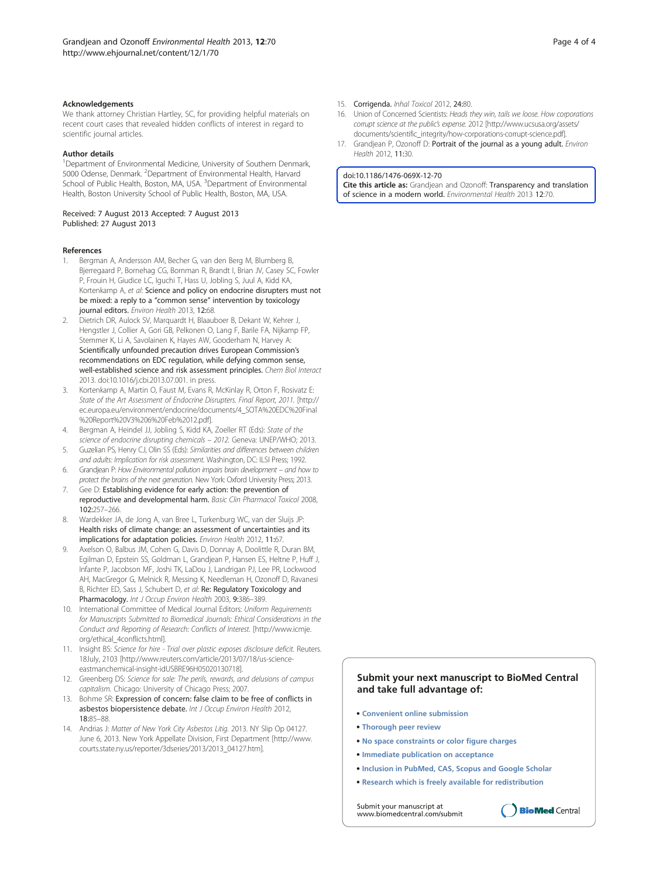### Acknowledgements

We thank attorney Christian Hartley, SC, for providing helpful materials on recent court cases that revealed hidden conflicts of interest in regard to scientific journal articles.

### Author details

[1]Department of Environmental Medicine, University of Southern Denmark, 5000 Odense, Denmark. [2]Department of Environmental Health, Harvard School of Public Health, Boston, MA, USA. [3]Department of Environmental Health, Boston University School of Public Health, Boston, MA, USA.

Received: 7 August 2013 Accepted: 7 August 2013
Published: 27 August 2013

### References

1. Bergman A, Andersson AM, Becher G, van den Berg M, Blumberg B, Bjerregaard P, Bornehag CG, Bornman R, Brandt I, Brian JV, Casey SC, Fowler P, Frouin H, Giudice LC, Iguchi T, Hass U, Jobling S, Juul A, Kidd KA, Kortenkamp A, *et al*: **Science and policy on endocrine disrupters must not be mixed: a reply to a "common sense" intervention by toxicology journal editors.** *Environ Health* 2013, **12:**68.
2. Dietrich DR, Aulock SV, Marquardt H, Blaauboer B, Dekant W, Kehrer J, Hengstler J, Collier A, Gori GB, Pelkonen O, Lang F, Barile FA, Nijkamp FP, Stemmer K, Li A, Savolainen K, Hayes AW, Gooderham N, Harvey A: **Scientifically unfounded precaution drives European Commission's recommendations on EDC regulation, while defying common sense, well-established science and risk assessment principles.** *Chem Biol Interact* 2013. doi:10.1016/j.cbi.2013.07.001. in press.
3. Kortenkamp A, Martin O, Faust M, Evans R, McKinlay R, Orton F, Rosivatz E: *State of the Art Assessment of Endocrine Disrupters. Final Report, 2011.* [http://ec.europa.eu/environment/endocrine/documents/4_SOTA%20EDC%20Final%20Report%20V3%206%20Feb%2012.pdf].
4. Bergman A, Heindel JJ, Jobling S, Kidd KA, Zoeller RT (Eds): *State of the science of endocrine disrupting chemicals – 2012.* Geneva: UNEP/WHO; 2013.
5. Guzelian PS, Henry CJ, Olin SS (Eds): *Similarities and differences between children and adults: Implication for risk assessment.* Washington, DC: ILSI Press; 1992.
6. Grandjean P: *How Environmental pollution impairs brain development – and how to protect the brains of the next generation.* New York: Oxford University Press; 2013.
7. Gee D: **Establishing evidence for early action: the prevention of reproductive and developmental harm.** *Basic Clin Pharmacol Toxicol* 2008, **102:**257–266.
8. Wardekker JA, de Jong A, van Bree L, Turkenburg WC, van der Sluijs JP: **Health risks of climate change: an assessment of uncertainties and its implications for adaptation policies.** *Environ Health* 2012, **11:**67.
9. Axelson O, Balbus JM, Cohen G, Davis D, Donnay A, Doolittle R, Duran BM, Egilman D, Epstein SS, Goldman L, Grandjean P, Hansen ES, Heltne P, Huff J, Infante P, Jacobson MF, Joshi TK, LaDou J, Landrigan PJ, Lee PR, Lockwood AH, MacGregor G, Melnick R, Messing K, Needleman H, Ozonoff D, Ravanesi B, Richter ED, Sass J, Schubert D, *et al*: **Re: Regulatory Toxicology and Pharmacology.** *Int J Occup Environ Health* 2003, **9:**386–389.
10. International Committee of Medical Journal Editors: *Uniform Requirements for Manuscripts Submitted to Biomedical Journals: Ethical Considerations in the Conduct and Reporting of Research: Conflicts of Interest.* [http://www.icmje.org/ethical_4conflicts.html].
11. Insight BS: *Science for hire - Trial over plastic exposes disclosure deficit.* Reuters. 18July, 2103 [http://www.reuters.com/article/2013/07/18/us-science-eastmanchemical-insight-idUSBRE96H05020130718].
12. Greenberg DS: *Science for sale: The perils, rewards, and delusions of campus capitalism.* Chicago: University of Chicago Press; 2007.
13. Bohme SR: **Expression of concern: false claim to be free of conflicts in asbestos biopersistence debate.** *Int J Occup Environ Health* 2012, **18:**85–88.
14. Andrias J: *Matter of New York City Asbestos Litig.* 2013. NY Slip Op 04127. June 6, 2013. New York Appellate Division, First Department [http://www.courts.state.ny.us/reporter/3dseries/2013/2013_04127.htm].
15. **Corrigenda.** *Inhal Toxicol* 2012, **24:**80.
16. Union of Concerned Scientists: *Heads they win, tails we loose. How corporations corrupt science at the public's expense.* 2012 [http://www.ucsusa.org/assets/documents/scientific_integrity/how-corporations-corrupt-science.pdf].
17. Grandjean P, Ozonoff D: **Portrait of the journal as a young adult.** *Environ Health* 2012, **11:**30.

doi:10.1186/1476-069X-12-70
**Cite this article as:** Grandjean and Ozonoff: **Transparency and translation of science in a modern world.** *Environmental Health* 2013 **12**:70.

**Submit your next manuscript to BioMed Central and take full advantage of:**

- **Convenient online submission**
- **Thorough peer review**
- **No space constraints or color figure charges**
- **Immediate publication on acceptance**
- **Inclusion in PubMed, CAS, Scopus and Google Scholar**
- **Research which is freely available for redistribution**

Submit your manuscript at
www.biomedcentral.com/submit

BioMed Central